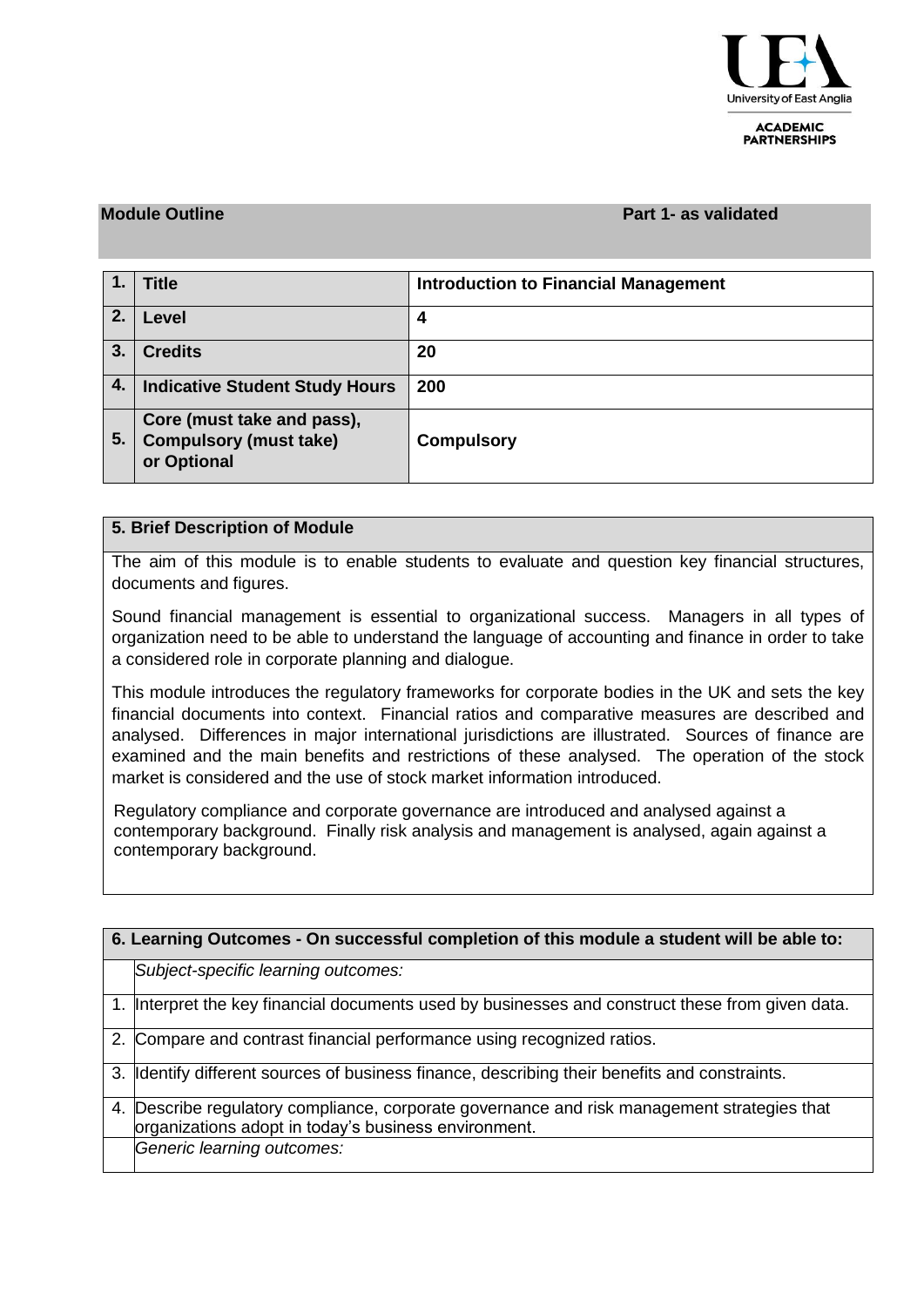**Module Outline** **Part 1- as validated**

| | | |
|---|---|---|
| **1.** | **Title** | **Introduction to Financial Management** |
| **2.** | **Level** | **4** |
| **3.** | **Credits** | **20** |
| **4.** | **Indicative Student Study Hours** | **200** |
| **5.** | **Core (must take and pass), Compulsory (must take) or Optional** | **Compulsory** |

## 5. Brief Description of Module

The aim of this module is to enable students to evaluate and question key financial structures, documents and figures.

Sound financial management is essential to organizational success. Managers in all types of organization need to be able to understand the language of accounting and finance in order to take a considered role in corporate planning and dialogue.

This module introduces the regulatory frameworks for corporate bodies in the UK and sets the key financial documents into context. Financial ratios and comparative measures are described and analysed. Differences in major international jurisdictions are illustrated. Sources of finance are examined and the main benefits and restrictions of these analysed. The operation of the stock market is considered and the use of stock market information introduced.

Regulatory compliance and corporate governance are introduced and analysed against a contemporary background. Finally risk analysis and management is analysed, again against a contemporary background.

## 6. Learning Outcomes - On successful completion of this module a student will be able to:

*Subject-specific learning outcomes:*

1. Interpret the key financial documents used by businesses and construct these from given data.
2. Compare and contrast financial performance using recognized ratios.
3. Identify different sources of business finance, describing their benefits and constraints.
4. Describe regulatory compliance, corporate governance and risk management strategies that organizations adopt in today's business environment.

*Generic learning outcomes:*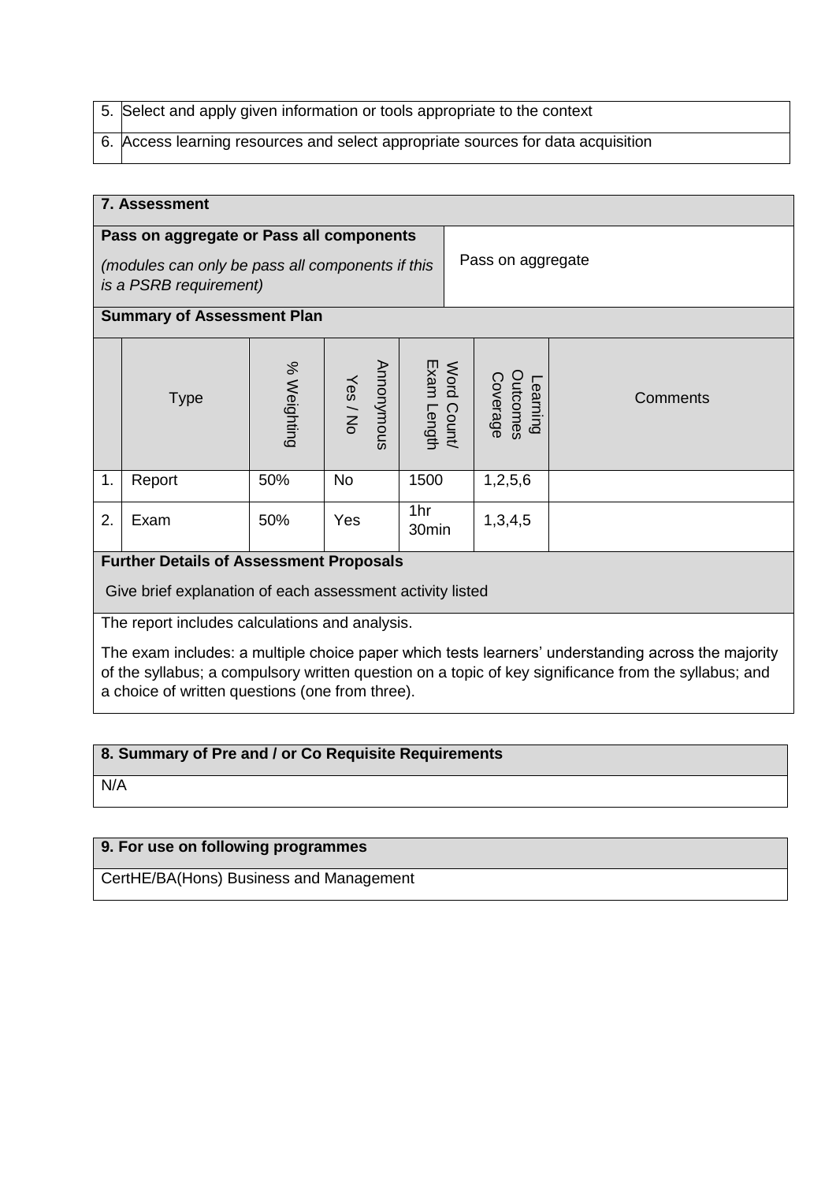| | |
|---|---|
| 5. | Select and apply given information or tools appropriate to the context |
| 6. | Access learning resources and select appropriate sources for data acquisition |

## 7. Assessment

| | |
|---|---|
| **Pass on aggregate or Pass all components** *(modules can only be pass all components if this is a PSRB requirement)* | Pass on aggregate |

**Summary of Assessment Plan**

| | Type | % Weighting | Annonymous Yes / No | Word Count/ Exam Length | Learning Outcomes Coverage | Comments |
|---|---|---|---|---|---|---|
| 1. | Report | 50% | No | 1500 | 1,2,5,6 | |
| 2. | Exam | 50% | Yes | 1hr 30min | 1,3,4,5 | |

**Further Details of Assessment Proposals**

Give brief explanation of each assessment activity listed

The report includes calculations and analysis.

The exam includes: a multiple choice paper which tests learners' understanding across the majority of the syllabus; a compulsory written question on a topic of key significance from the syllabus; and a choice of written questions (one from three).

## 8. Summary of Pre and / or Co Requisite Requirements

N/A

## 9. For use on following programmes

CertHE/BA(Hons) Business and Management